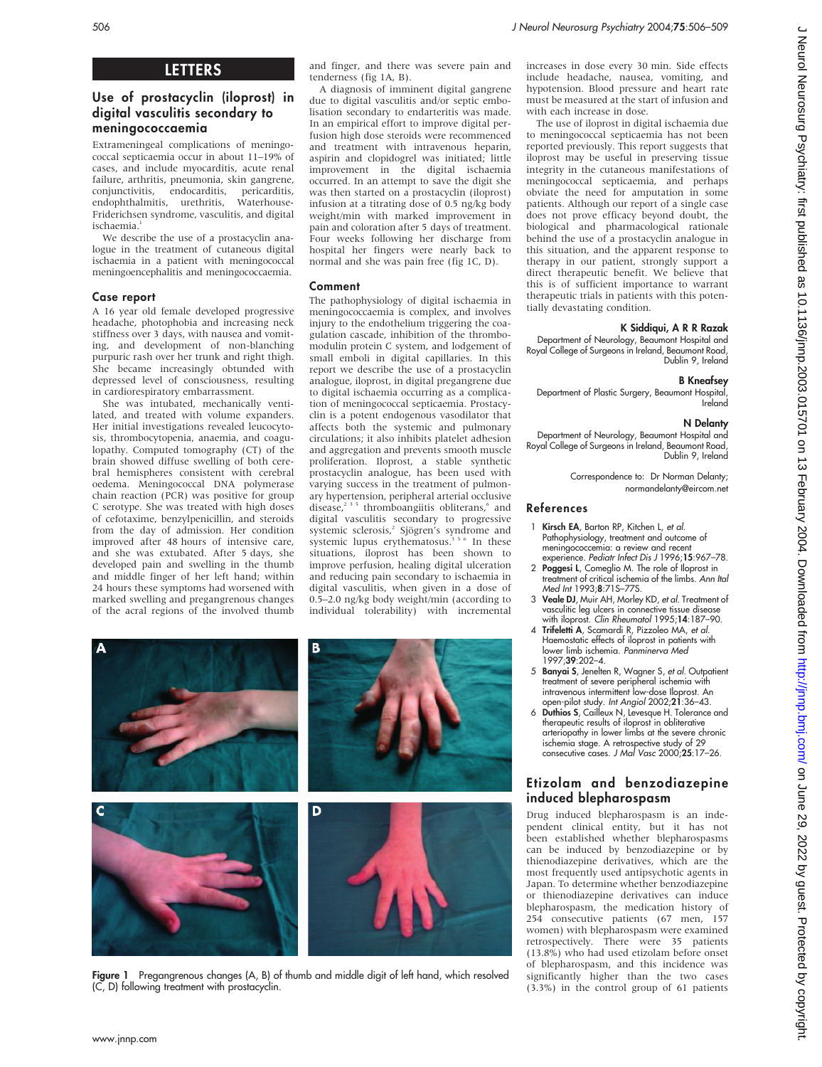# LETTERS

## Use of prostacyclin (iloprost) in digital vasculitis secondary to meningococcaemia

Extrameningeal complications of meningococcal septicaemia occur in about 11–19% of cases, and include myocarditis, acute renal failure, arthritis, pneumonia, skin gangrene, conjunctivitis, endocarditis, pericarditis, endophthalmalitis, urethritis, Waterhouse-Friderichsen syndrome, vasculitis, and digital ischaemia.[1]

We describe the use of a prostacyclin analogue in the treatment of cutaneous digital ischaemia in a patient with meningococcal meningoencephalitis and meningococcaemia.

### Case report

A 16 year old female developed progressive headache, photophobia and increasing neck stiffness over 3 days, with nausea and vomiting, and development of non-blanching purpuric rash over her trunk and right thigh. She became increasingly obtunded with depressed level of consciousness, resulting in cardiorespiratory embarrassment.

She was intubated, mechanically ventilated, and treated with volume expanders. Her initial investigations revealed leucocytosis, thrombocytopenia, anaemia, and coagulopathy. Computed tomography (CT) of the brain showed diffuse swelling of both cerebral hemispheres consistent with cerebral oedema. Meningococcal DNA polymerase chain reaction (PCR) was positive for group C serotype. She was treated with high doses of cefotaxime, benzylpenicillin, and steroids from the day of admission. Her condition improved after 48 hours of intensive care, and she was extubated. After 5 days, she developed pain and swelling in the thumb and middle finger of her left hand; within 24 hours these symptoms had worsened with marked swelling and pregangrenous changes of the acral regions of the involved thumb and finger, and there was severe pain and tenderness (fig 1A, B).

A diagnosis of imminent digital gangrene due to digital vasculitis and/or septic embolisation secondary to endarteritis was made. In an empirical effort to improve digital perfusion high dose steroids were recommenced and treatment with intravenous heparin, aspirin and clopidogrel was initiated; little improvement in the digital ischaemia occurred. In an attempt to save the digit she was then started on a prostacyclin (iloprost) infusion at a titrating dose of 0.5 ng/kg body weight/min with marked improvement in pain and coloration after 5 days of treatment. Four weeks following her discharge from hospital her fingers were nearly back to normal and she was pain free (fig 1C, D).

### Comment

The pathophysiology of digital ischaemia in meningococcaemia is complex, and involves injury to the endothelium triggering the coagulation cascade, inhibition of the thrombomodulin protein C system, and lodgement of small emboli in digital capillaries. In this report we describe the use of a prostacyclin analogue, iloprost, in digital pregangrene due to digital ischaemia occurring as a complication of meningococcal septicaemia. Prostacyclin is a potent endogenous vasodilator that affects both the systemic and pulmonary circulations; it also inhibits platelet adhesion and aggregation and prevents smooth muscle proliferation. Iloprost, a stable synthetic prostacyclin analogue, has been used with varying success in the treatment of pulmonary hypertension, peripheral arterial occlusive disease,[2 3 5] thromboangiitis obliterans,[6] and digital vasculitis secondary to progressive systemic sclerosis,[2] Sjögren's syndrome and systemic lupus erythematosus.[3 5 6] In these situations, iloprost has been shown to improve perfusion, healing digital ulceration and reducing pain secondary to ischaemia in digital vasculitis, when given in a dose of 0.5–2.0 ng/kg body weight/min (according to individual tolerability) with incremental increases in dose every 30 min. Side effects include headache, nausea, vomiting, and hypotension. Blood pressure and heart rate must be measured at the start of infusion and with each increase in dose.

The use of iloprost in digital ischaemia due to meningococcal septicaemia has not been reported previously. This report suggests that iloprost may be useful in preserving tissue integrity in the cutaneous manifestations of meningococcal septicaemia, and perhaps obviate the need for amputation in some patients. Although our report of a single case does not prove efficacy beyond doubt, the biological and pharmacological rationale behind the use of a prostacyclin analogue in this situation, and the apparent response to therapy in our patient, strongly support a direct therapeutic benefit. We believe that this is of sufficient importance to warrant therapeutic trials in patients with this potentially devastating condition.

**K Siddiqui, A R R Razak**
Department of Neurology, Beaumont Hospital and Royal College of Surgeons in Ireland, Beaumont Road, Dublin 9, Ireland

**B Kneafsey**
Department of Plastic Surgery, Beaumont Hospital, Ireland

**N Delanty**
Department of Neurology, Beaumont Hospital and Royal College of Surgeons in Ireland, Beaumont Road, Dublin 9, Ireland

Correspondence to: Dr Norman Delanty; normandelanty@eircom.net

Figure 1 Pregangrenous changes (A, B) of thumb and middle digit of left hand, which resolved (C, D) following treatment with prostacyclin.

### References

1. **Kirsch EA**, Barton RP, Kitchen L, *et al*. Pathophysiology, treatment and outcome of meningococcemia: a review and recent experience. *Pediatr Infect Dis J* 1996;**15**:967–78.
2. **Poggesi L**, Comeglio M. The role of Iloprost in treatment of critical ischemia of the limbs. *Ann Ital Med Int* 1993;**8**:71S–77S.
3. **Veale DJ**, Muir AH, Morley KD, *et al*. Treatment of vasculitic leg ulcers in connective tissue disease with iloprost. *Clin Rheumatol* 1995;**14**:187–90.
4. **Trifeletti A**, Scamardi R, Pizzoleo MA, *et al*. Haemostatic effects of iloprost in patients with lower limb ischemia. *Panminerva Med* 1997;**39**:202–4.
5. **Banyai S**, Jenelten R, Wagner S, *et al*. Outpatient treatment of severe peripheral ischemia with intravenous intermittent low-dose Iloprost. An open-pilot study. *Int Angiol* 2002;**21**:36–43.
6. **Duthios S**, Cailleux N, Levesque H. Tolerance and therapeutic results of iloprost in obliterative arteriopathy in lower limbs at the severe chronic ischemia stage. A retrospective study of 29 consecutive cases. *J Mal Vasc* 2000;**25**:17–26.

## Etizolam and benzodiazepine induced blepharospasm

Drug induced blepharospasm is an independent clinical entity, but it has not been established whether blepharospasms can be induced by benzodiazepine or by thienodiazepine derivatives, which are the most frequently used antipsychotic agents in Japan. To determine whether benzodiazepine or thienodiazepine derivatives can induce blepharospasm, the medication history of 254 consecutive patients (67 men, 157 women) with blepharospasm were examined retrospectively. There were 35 patients (13.8%) who had used etizolam before onset of blepharospasm, and this incidence was significantly higher than the two cases (3.3%) in the control group of 61 patients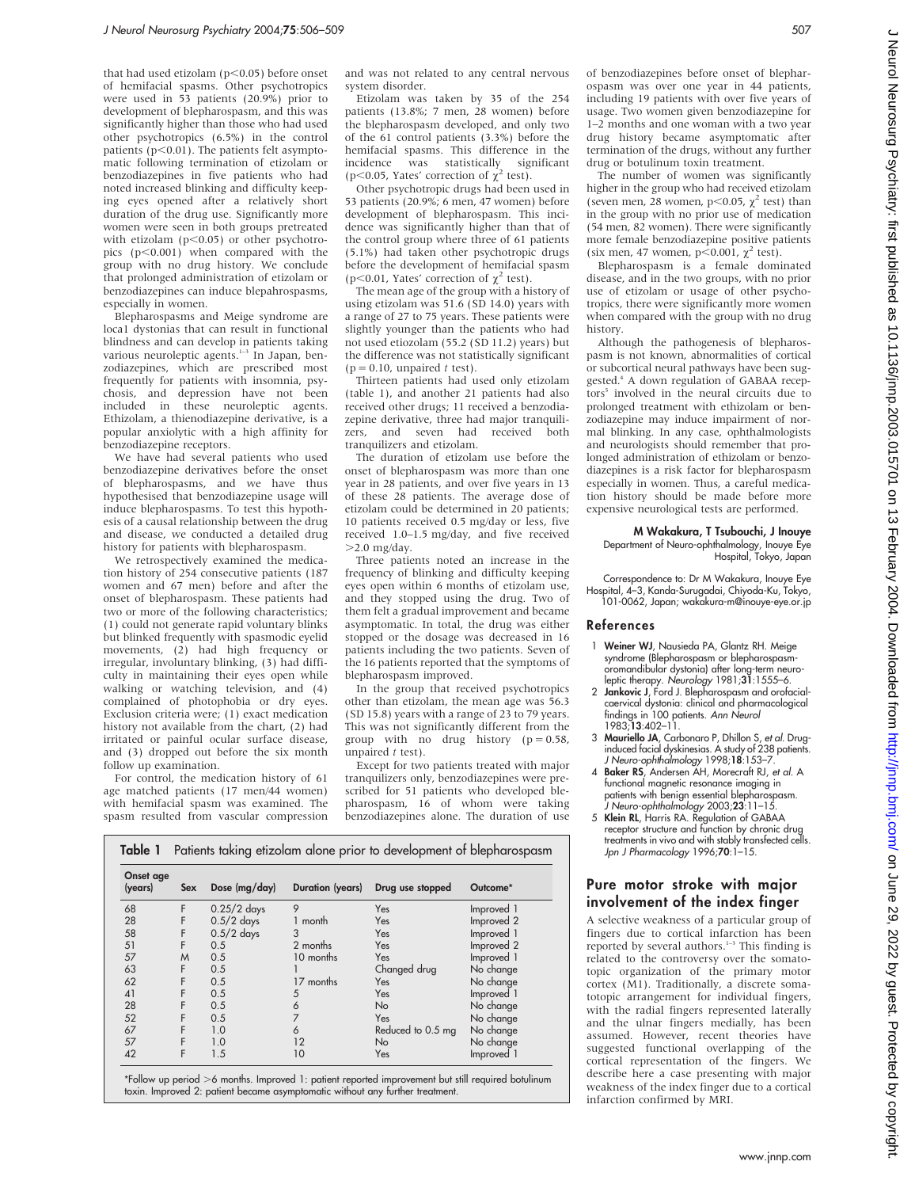that had used etizolam ($p<0.05$) before onset of hemifacial spasms. Other psychotropics were used in 53 patients (20.9%) prior to development of blepharospasm, and this was significantly higher than those who had used other psychotropics (6.5%) in the control patients ($p<0.01$). The patients felt asymptomatic following termination of etizolam or benzodiazepines in five patients who had noted increased blinking and difficulty keeping eyes opened after a relatively short duration of the drug use. Significantly more women were seen in both groups pretreated with etizolam ($p<0.05$) or other psychotropics ($p<0.001$) when compared with the group with no drug history. We conclude that prolonged administration of etizolam or benzodiazepines can induce blepahrospasms, especially in women.

Blepharospasms and Meige syndrome are loca1 dystonias that can result in functional blindness and can develop in patients taking various neuroleptic agents.[1–3] In Japan, benzodiazepines, which are prescribed most frequently for patients with insomnia, psychosis, and depression have not been included in these neuroleptic agents. Ethizolam, a thienodiazepine derivative, is a popular anxiolytic with a high affinity for benzodiazepine receptors.

We have had several patients who used benzodiazepine derivatives before the onset of blepharospasms, and we have thus hypothesised that benzodiazepine usage will induce blepharospasms. To test this hypothesis of a causal relationship between the drug and disease, we conducted a detailed drug history for patients with blepharospasm.

We retrospectively examined the medication history of 254 consecutive patients (187 women and 67 men) before and after the onset of blepharospasm. These patients had two or more of the following characteristics; (1) could not generate rapid voluntary blinks but blinked frequently with spasmodic eyelid movements, (2) had high frequency or irregular, involuntary blinking, (3) had difficulty in maintaining their eyes open while walking or watching television, and (4) complained of photophobia or dry eyes. Exclusion criteria were; (1) exact medication history not available from the chart, (2) had irritated or painful ocular surface disease, and (3) dropped out before the six month follow up examination.

For control, the medication history of 61 age matched patients (17 men/44 women) with hemifacial spasm was examined. The spasm resulted from vascular compression and was not related to any central nervous system disorder.

Etizolam was taken by 35 of the 254 patients (13.8%; 7 men, 28 women) before the blepharospasm developed, and only two of the 61 control patients (3.3%) before the hemifacial spasms. This difference in the incidence was statistically significant ($p<0.05$, Yates' correction of $\chi^2$ test).

Other psychotropic drugs had been used in 53 patients (20.9%; 6 men, 47 women) before development of blepharospasm. This incidence was significantly higher than that of the control group where three of 61 patients (5.1%) had taken other psychotropic drugs before the development of hemifacial spasm ($p<0.01$, Yates' correction of $\chi^2$ test).

The mean age of the group with a history of using etizolam was 51.6 (SD 14.0) years with a range of 27 to 75 years. These patients were slightly younger than the patients who had not used etiozolam (55.2 (SD 11.2) years) but the difference was not statistically significant ($p = 0.10$, unpaired $t$ test).

Thirteen patients had used only etizolam (table 1), and another 21 patients had also received other drugs; 11 received a benzodiazepine derivative, three had major tranquilizers, and seven had received both tranquilizers and etizolam.

The duration of etizolam use before the onset of blepharospasm was more than one year in 28 patients, and over five years in 13 of these 28 patients. The average dose of etizolam could be determined in 20 patients; 10 patients received 0.5 mg/day or less, five received 1.0–1.5 mg/day, and five received >2.0 mg/day.

Three patients noted an increase in the frequency of blinking and difficulty keeping eyes open within 6 months of etizolam use, and they stopped using the drug. Two of them felt a gradual improvement and became asymptomatic. In total, the drug was either stopped or the dosage was decreased in 16 patients including the two patients. Seven of the 16 patients reported that the symptoms of blepharospasm improved.

In the group that received psychotropics other than etizolam, the mean age was 56.3 (SD 15.8) years with a range of 23 to 79 years. This was not significantly different from the group with no drug history ($p = 0.58$, unpaired $t$ test).

Except for two patients treated with major tranquilizers only, benzodiazepines were prescribed for 51 patients who developed blepharospasm, 16 of whom were taking benzodiazepines alone. The duration of use of benzodiazepines before onset of blepharospasm was over one year in 44 patients, including 19 patients with over five years of usage. Two women given benzodiazepine for 1–2 months and one woman with a two year drug history became asymptomatic after termination of the drugs, without any further drug or botulinum toxin treatment.

The number of women was significantly higher in the group who had received etizolam (seven men, 28 women, $p<0.05$, $\chi^2$ test) than in the group with no prior use of medication (54 men, 82 women). There were significantly more female benzodiazepine positive patients (six men, 47 women, $p<0.001$, $\chi^2$ test).

Blepharospasm is a female dominated disease, and in the two groups, with no prior use of etizolam or usage of other psychotropics, there were significantly more women when compared with the group with no drug history.

Although the pathogenesis of blepharospasm is not known, abnormalities of cortical or subcortical neural pathways have been suggested.[4] A down regulation of GABAA receptors[5] involved in the neural circuits due to prolonged treatment with ethizolam or benzodiazepine may induce impairment of normal blinking. In any case, ophthalmologists and neurologists should remember that prolonged administration of ethizolam or benzodiazepines is a risk factor for blepharospasm especially in women. Thus, a careful medication history should be made before more expensive neurological tests are performed.

**M Wakakura, T Tsubouchi, J Inouye**
Department of Neuro-ophthalmology, Inouye Eye Hospital, Tokyo, Japan

Correspondence to: Dr M Wakakura, Inouye Eye Hospital, 4–3, Kanda-Surugadai, Chiyoda-Ku, Tokyo, 101-0062, Japan; wakakura-m@inouye-eye.or.jp

**Table 1** Patients taking etizolam alone prior to development of blepharospasm

| Onset age (years) | Sex | Dose (mg/day) | Duration (years) | Drug use stopped | Outcome* |
|---|---|---|---|---|---|
| 68 | F | 0.25/2 days | 9 | Yes | Improved 1 |
| 28 | F | 0.5/2 days | 1 month | Yes | Improved 2 |
| 58 | F | 0.5/2 days | 3 | Yes | Improved 1 |
| 51 | F | 0.5 | 2 months | Yes | Improved 2 |
| 57 | M | 0.5 | 10 months | Yes | Improved 1 |
| 63 | F | 0.5 | 1 | Changed drug | No change |
| 62 | F | 0.5 | 17 months | Yes | No change |
| 41 | F | 0.5 | 5 | Yes | Improved 1 |
| 28 | F | 0.5 | 6 | No | No change |
| 52 | F | 0.5 | 7 | Yes | No change |
| 67 | F | 1.0 | 6 | Reduced to 0.5 mg | No change |
| 57 | F | 1.0 | 12 | No | No change |
| 42 | F | 1.5 | 10 | Yes | Improved 1 |

*Follow up period >6 months. Improved 1: patient reported improvement but still required botulinum toxin. Improved 2: patient became asymptomatic without any further treatment.

## References

1. **Weiner WJ**, Nausieda PA, Glantz RH. Meige syndrome (Blepharospasm or blepharospasm-oromandibular dystonia) after long-term neuroleptic therapy. *Neurology* 1981;**31**:1555–6.
2. **Jankovic J**, Ford J. Blepharospasm and orofacial-caervical dystonia: clinical and pharmacological findings in 100 patients. *Ann Neurol* 1983;**13**:402–11.
3. **Mauriello JA**, Carbonaro P, Dhillon S, *et al*. Drug-induced facial dyskinesias. A study of 238 patients. *J Neuro-ophthalmology* 1998;**18**:153–7.
4. **Baker RS**, Andersen AH, Morecraft RJ, *et al*. A functional magnetic resonance imaging in patients with benign essential blepharospasm. *J Neuro-ophthalmology* 2003;**23**:11–15.
5. **Klein RL**, Harris RA. Regulation of GABAA receptor structure and function by chronic drug treatments in vivo and with stably transfected cells. *Jpn J Pharmacology* 1996;**70**:1–15.

## Pure motor stroke with major involvement of the index finger

A selective weakness of a particular group of fingers due to cortical infarction has been reported by several authors.[1–3] This finding is related to the controversy over the somatotopic organization of the primary motor cortex (M1). Traditionally, a discrete somatotopic arrangement for individual fingers, with the radial fingers represented laterally and the ulnar fingers medially, has been assumed. However, recent theories have suggested functional overlapping of the cortical representation of the fingers. We describe here a case presenting with major weakness of the index finger due to a cortical infarction confirmed by MRI.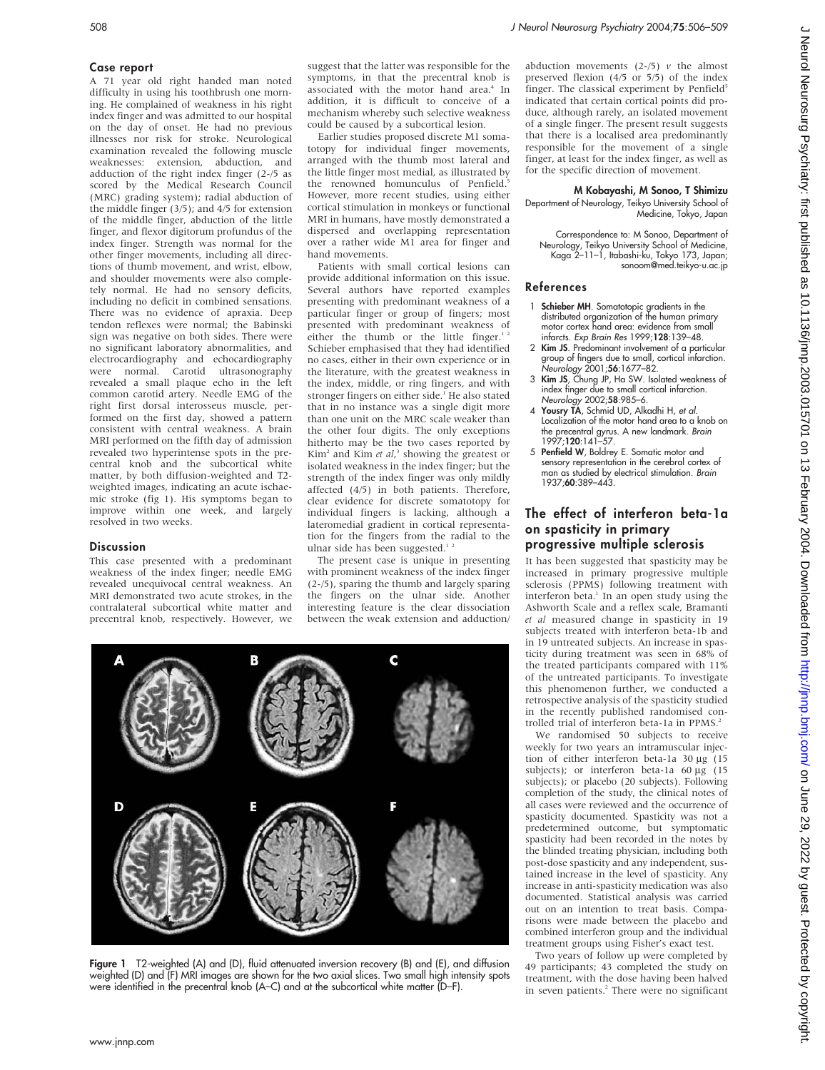## Case report

A 71 year old right handed man noted difficulty in using his toothbrush one morning. He complained of weakness in his right index finger and was admitted to our hospital on the day of onset. He had no previous illnesses nor risk for stroke. Neurological examination revealed the following muscle weaknesses: extension, abduction, and adduction of the right index finger (2-/5 as scored by the Medical Research Council (MRC) grading system); radial abduction of the middle finger (3/5); and 4/5 for extension of the middle finger, abduction of the little finger, and flexor digitorum profundus of the index finger. Strength was normal for the other finger movements, including all directions of thumb movement, and wrist, elbow, and shoulder movements were also completely normal. He had no sensory deficits, including no deficit in combined sensations. There was no evidence of apraxia. Deep tendon reflexes were normal; the Babinski sign was negative on both sides. There were no significant laboratory abnormalities, and electrocardiography and echocardiography were normal. Carotid ultrasonography revealed a small plaque echo in the left common carotid artery. Needle EMG of the right first dorsal interosseus muscle, performed on the first day, showed a pattern consistent with central weakness. A brain MRI performed on the fifth day of admission revealed two hyperintense spots in the precentral knob and the subcortical white matter, by both diffusion-weighted and T2-weighted images, indicating an acute ischaemic stroke (fig 1). His symptoms began to improve within one week, and largely resolved in two weeks.

## Discussion

This case presented with a predominant weakness of the index finger; needle EMG revealed unequivocal central weakness. An MRI demonstrated two acute strokes, in the contralateral subcortical white matter and precentral knob, respectively. However, we suggest that the latter was responsible for the symptoms, in that the precentral knob is associated with the motor hand area.[4] In addition, it is difficult to conceive of a mechanism whereby such selective weakness could be caused by a subcortical lesion.

Earlier studies proposed discrete M1 somatotopy for individual finger movements, arranged with the thumb most lateral and the little finger most medial, as illustrated by the renowned homunculus of Penfield.[5] However, more recent studies, using either cortical stimulation in monkeys or functional MRI in humans, have mostly demonstrated a dispersed and overlapping representation over a rather wide M1 area for finger and hand movements.

Patients with small cortical lesions can provide additional information on this issue. Several authors have reported examples presenting with predominant weakness of a particular finger or group of fingers; most presented with predominant weakness of either the thumb or the little finger.[1,2] Schieber emphasised that they had identified no cases, either in their own experience or in the literature, with the greatest weakness in the index, middle, or ring fingers, and with stronger fingers on either side.[1] He also stated that in no instance was a single digit more than one unit on the MRC scale weaker than the other four digits. The only exceptions hitherto may be the two cases reported by Kim[2] and Kim *et al*,[3] showing the greatest or isolated weakness in the index finger; but the strength of the index finger was only mildly affected (4/5) in both patients. Therefore, clear evidence for discrete somatotopy for individual fingers is lacking, although a lateromedial gradient in cortical representation for the fingers from the radial to the ulnar side has been suggested.[1,2]

The present case is unique in presenting with prominent weakness of the index finger (2-/5), sparing the thumb and largely sparing the fingers on the ulnar side. Another interesting feature is the clear dissociation between the weak extension and adduction/abduction movements (2-/5) *v* the almost preserved flexion (4/5 or 5/5) of the index finger. The classical experiment by Penfield[5] indicated that certain cortical points did produce, although rarely, an isolated movement of a single finger. The present result suggests that there is a localised area predominantly responsible for the movement of a single finger, at least for the index finger, as well as for the specific direction of movement.

**M Kobayashi, M Sonoo, T Shimizu**
Department of Neurology, Teikyo University School of Medicine, Tokyo, Japan

Correspondence to: M Sonoo, Department of Neurology, Teikyo University School of Medicine, Kaga 2-11-1, Itabashi-ku, Tokyo 173, Japan; sonoom@med.teikyo-u.ac.jp

## References

1. **Schieber MH**. Somatotopic gradients in the distributed organization of the human primary motor cortex hand area: evidence from small infarcts. *Exp Brain Res* 1999;**128**:139–48.
2. **Kim JS**. Predominant involvement of a particular group of fingers due to small, cortical infarction. *Neurology* 2001;**56**:1677–82.
3. **Kim JS**, Chung JP, Ha SW. Isolated weakness of index finger due to small cortical infarction. *Neurology* 2002;**58**:985–6.
4. **Yousry TA**, Schmid UD, Alkadhi H, *et al*. Localization of the motor hand area to a knob on the precentral gyrus. A new landmark. *Brain* 1997;**120**:141–57.
5. **Penfield W**, Boldrey E. Somatic motor and sensory representation in the cerebral cortex of man as studied by electrical stimulation. *Brain* 1937;**60**:389–443.

**Figure 1** T2-weighted (A) and (D), fluid attenuated inversion recovery (B) and (E), and diffusion weighted (D) and (F) MRI images are shown for the two axial slices. Two small high intensity spots were identified in the precentral knob (A–C) and at the subcortical white matter (D–F).

# The effect of interferon beta-1a on spasticity in primary progressive multiple sclerosis

It has been suggested that spasticity may be increased in primary progressive multiple sclerosis (PPMS) following treatment with interferon beta.[1] In an open study using the Ashworth Scale and a reflex scale, Bramanti *et al* measured change in spasticity in 19 subjects treated with interferon beta-1b and in 19 untreated subjects. An increase in spasticity during treatment was seen in 68% of the treated participants compared with 11% of the untreated participants. To investigate this phenomenon further, we conducted a retrospective analysis of the spasticity studied in the recently published randomised controlled trial of interferon beta-1a in PPMS.[2]

We randomised 50 subjects to receive weekly for two years an intramuscular injection of either interferon beta-1a 30 μg (15 subjects); or interferon beta-1a 60 μg (15 subjects); or placebo (20 subjects). Following completion of the study, the clinical notes of all cases were reviewed and the occurrence of spasticity documented. Spasticity was not a predetermined outcome, but symptomatic spasticity had been recorded in the notes by the blinded treating physician, including both post-dose spasticity and any independent, sustained increase in the level of spasticity. Any increase in anti-spasticity medication was also documented. Statistical analysis was carried out on an intention to treat basis. Comparisons were made between the placebo and combined interferon group and the individual treatment groups using Fisher's exact test.

Two years of follow up were completed by 49 participants; 43 completed the study on treatment, with the dose having been halved in seven patients.[2] There were no significant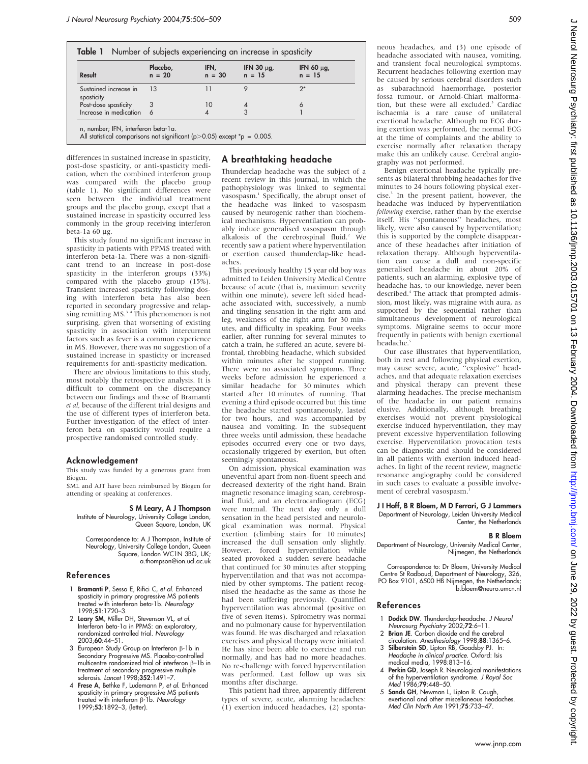**Table 1** Number of subjects experiencing an increase in spasticity

| Result | Placebo, n = 20 | IFN, n = 30 | IFN 30 μg, n = 15 | IFN 60 μg, n = 15 |
|---|---|---|---|---|
| Sustained increase in spasticity | 13 | 11 | 9 | 2* |
| Post-dose spasticity | 3 | 10 | 4 | 6 |
| Increase in medication | 6 | 4 | 3 | 1 |

n, number; IFN, interferon beta-1a.
All statistical comparisons not significant ($p > 0.05$) except *p = 0.005.

differences in sustained increase in spasticity, post-dose spasticity, or anti-spasticity medication, when the combined interferon group was compared with the placebo group (table 1). No significant differences were seen between the individual treatment groups and the placebo group, except that a sustained increase in spasticity occurred less commonly in the group receiving interferon beta-1a 60 μg.

This study found no significant increase in spasticity in patients with PPMS treated with interferon beta-1a. There was a non-significant trend to an increase in post-dose spasticity in the interferon groups (33%) compared with the placebo group (15%). Transient increased spasticity following dosing with interferon beta has also been reported in secondary progressive and relapsing remitting MS.[3 4] This phenomenon is not surprising, given that worsening of existing spasticity in association with intercurrent factors such as fever is a common experience in MS. However, there was no suggestion of a sustained increase in spasticity or increased requirements for anti-spasticity medication.

There are obvious limitations to this study, most notably the retrospective analysis. It is difficult to comment on the discrepancy between our findings and those of Bramanti *et al*, because of the different trial designs and the use of different types of interferon beta. Further investigation of the effect of interferon beta on spasticity would require a prospective randomised controlled study.

### Acknowledgement

This study was funded by a generous grant from Biogen.

SML and AJT have been reimbursed by Biogen for attending or speaking at conferences.

**S M Leary, A J Thompson**
Institute of Neurology, University College London, Queen Square, London, UK

Correspondence to: A J Thompson, Institute of Neurology, University College London, Queen Square, London WC1N 3BG, UK; a.thompson@ion.ucl.ac.uk

### References

1. **Bramanti P**, Sessa E, Rifici C, *et al*. Enhanced spasticity in primary progressive MS patients treated with interferon beta-1b. *Neurology* 1998;**51**:1720–3.
2. **Leary SM**, Miller DH, Stevenson VL, *et al*. Interferon beta-1a in PPMS: an exploratory, randomized controlled trial. *Neurology* 2003;**60**:44–51.
3. European Study Group on Interferon β-1b in Secondary Progressive MS. Placebo-controlled multicentre randomized trial of interferon β–1b in treatment of secondary progressive multiple sclerosis. *Lancet* 1998;**352**:1491–7.
4. **Frese A**, Bethke F, Ludemann P, *et al*. Enhanced spasticity in primary progressive MS patients treated with interferon β-1b. *Neurology* 1999;**53**:1892–3, (letter).

## A breathtaking headache

Thunderclap headache was the subject of a recent review in this journal, in which the pathophysiology was linked to segmental vasospasm.[1] Specifically, the abrupt onset of the headache was linked to vasospasm caused by neurogenic rather than biochemical mechanisms. Hyperventilation can probably induce generalised vasospasm through alkalosis of the cerebrospinal fluid.[2] We recently saw a patient where hyperventilation or exertion caused thunderclap-like headaches.

This previously healthy 15 year old boy was admitted to Leiden University Medical Centre because of acute (that is, maximum severity within one minute), severe left sided headache associated with, successively, a numb and tingling sensation in the right arm and leg, weakness of the right arm for 30 minutes, and difficulty in speaking. Four weeks earlier, after running for several minutes to catch a train, he suffered an acute, severe bifrontal, throbbing headache, which subsided within minutes after he stopped running. There were no associated symptoms. Three weeks before admission he experienced a similar headache for 30 minutes which started after 10 minutes of running. That evening a third episode occurred but this time the headache started spontaneously, lasted for two hours, and was accompanied by nausea and vomiting. In the subsequent three weeks until admission, these headache episodes occurred every one or two days, occasionally triggered by exertion, but often seemingly spontaneous.

On admission, physical examination was uneventful apart from non-fluent speech and decreased dexterity of the right hand. Brain magnetic resonance imaging scan, cerebrospinal fluid, and an electrocardiogram (ECG) were normal. The next day only a dull sensation in the head persisted and neurological examination was normal. Physical exertion (climbing stairs for 10 minutes) increased the dull sensation only slightly. However, forced hyperventilation while seated provoked a sudden severe headache that continued for 30 minutes after stopping hyperventilation and that was not accompanied by other symptoms. The patient recognised the headache as the same as those he had been suffering previously. Quantified hyperventilation was abnormal (positive on five of seven items). Spirometry was normal and no pulmonary cause for hyperventilation was found. He was discharged and relaxation exercises and physical therapy were initiated. He has since been able to exercise and run normally, and has had no more headaches. No re-challenge with forced hyperventilation was performed. Last follow up was six months after discharge.

This patient had three, apparently different types of severe, acute, alarming headaches: (1) exertion induced headaches, (2) spontaneous headaches, and (3) one episode of headache associated with nausea, vomiting, and transient focal neurological symptoms. Recurrent headaches following exertion may be caused by serious cerebral disorders such as subarachnoid haemorrhage, posterior fossa tumour, or Arnold-Chiari malformation, but these were all excluded.[3] Cardiac ischaemia is a rare cause of unilateral exertional headache. Although no ECG during exercise was performed, the normal ECG at the time of complaints and the ability to exercise normally after relaxation therapy make this an unlikely cause. Cerebral angiography was not performed.

Benign exertional headache typically presents as bilateral throbbing headaches for five minutes to 24 hours following physical exercise.[3] In the present patient, however, the headache was induced by hyperventilation *following* exercise, rather than by the exercise itself. His ''spontaneous'' headaches, most likely, were also caused by hyperventilation; this is supported by the complete disappearance of these headaches after initiation of relaxation therapy. Although hyperventilation can cause a dull and non-specific generalised headache in about 20% of patients, such an alarming, explosive type of headache has, to our knowledge, never been described.[4] The attack that prompted admission, most likely, was migraine with aura, as supported by the sequential rather than simultaneous development of neurological symptoms. Migraine seems to occur more frequently in patients with benign exertional headache.[5]

Our case illustrates that hyperventilation, both in rest and following physical exertion, may cause severe, acute, ''explosive'' headaches, and that adequate relaxation exercises and physical therapy can prevent these alarming headaches. The precise mechanism of the headache in our patient remains elusive. Additionally, although breathing exercises would not prevent physiological exercise induced hyperventilation, they may prevent excessive hyperventilation following exercise. Hyperventilation provocation tests can be diagnostic and should be considered in all patients with exertion induced headaches. In light of the recent review, magnetic resonance angiography could be considered in such cases to evaluate a possible involvement of cerebral vasospasm.[1]

**J I Hoff, B R Bloem, M D Ferrari, G J Lammers**
Department of Neurology, Leiden University Medical Center, the Netherlands

**B R Bloem**
Department of Neurology, University Medical Center, Nijmegen, the Netherlands

Correspondence to: Dr Bloem, University Medical Centre St Radboud, Department of Neurology, 326, PO Box 9101, 6500 HB Nijmegen, the Netherlands; b.bloem@neuro.umcn.nl

### References

1. **Dodick DW**. Thunderclap-headache. *J Neurol Neurosurg Psychiatry* 2002;**72**:6–11.
2. **Brian JE**. Carbon dioxide and the cerebral circulation. *Anesthesiology* 1998;**88**:1365–6.
3. **Silberstein SD**, Lipton RB, Goadsby PJ. In: *Headache in clinical practice*. Oxford: Isis medical media, 1998:813–16.
4. **Perkin GD**, Joseph R. Neurological manifestations of the hyperventilation syndrome. *J Royal Soc Med* 1986;**79**:448–50.
5. **Sands GH**, Newman L, Lipton R. Cough, exertional and other miscellaneous headaches. *Med Clin North Am* 1991;**75**:733–47.